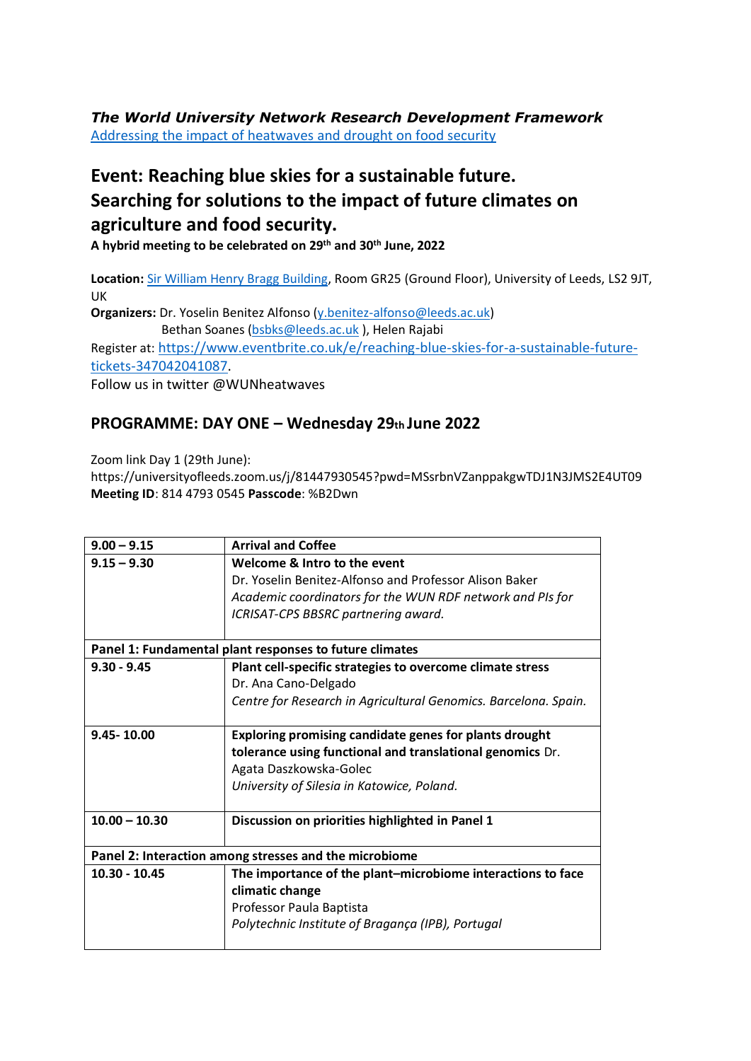***The World University Network Research Development Framework***

[Addressing the impact of heatwaves and drought on food security]

# Event: Reaching blue skies for a sustainable future. Searching for solutions to the impact of future climates on agriculture and food security.

**A hybrid meeting to be celebrated on 29th and 30th June, 2022**

**Location:** Sir William Henry Bragg Building, Room GR25 (Ground Floor), University of Leeds, LS2 9JT, UK

**Organizers:** Dr. Yoselin Benitez Alfonso (y.benitez-alfonso@leeds.ac.uk)
Bethan Soanes (bsbks@leeds.ac.uk ), Helen Rajabi

Register at: https://www.eventbrite.co.uk/e/reaching-blue-skies-for-a-sustainable-future-tickets-347042041087.

Follow us in twitter @WUNheatwaves

## PROGRAMME: DAY ONE – Wednesday 29th June 2022

Zoom link Day 1 (29th June):
https://universityofleeds.zoom.us/j/81447930545?pwd=MSsrbnVZanppakgwTDJ1N3JMS2E4UT09
**Meeting ID**: 814 4793 0545 **Passcode**: %B2Dwn

| | |
|---|---|
| **9.00 – 9.15** | **Arrival and Coffee** |
| **9.15 – 9.30** | **Welcome & Intro to the event**<br>Dr. Yoselin Benitez-Alfonso and Professor Alison Baker<br>*Academic coordinators for the WUN RDF network and PIs for ICRISAT-CPS BBSRC partnering award.* |
| **Panel 1: Fundamental plant responses to future climates** | |
| **9.30 - 9.45** | **Plant cell-specific strategies to overcome climate stress**<br>Dr. Ana Cano-Delgado<br>*Centre for Research in Agricultural Genomics. Barcelona. Spain.* |
| **9.45- 10.00** | **Exploring promising candidate genes for plants drought tolerance using functional and translational genomics** Dr. Agata Daszkowska-Golec<br>*University of Silesia in Katowice, Poland.* |
| **10.00 – 10.30** | **Discussion on priorities highlighted in Panel 1** |
| **Panel 2: Interaction among stresses and the microbiome** | |
| **10.30 - 10.45** | **The importance of the plant–microbiome interactions to face climatic change**<br>Professor Paula Baptista<br>*Polytechnic Institute of Bragança (IPB), Portugal* |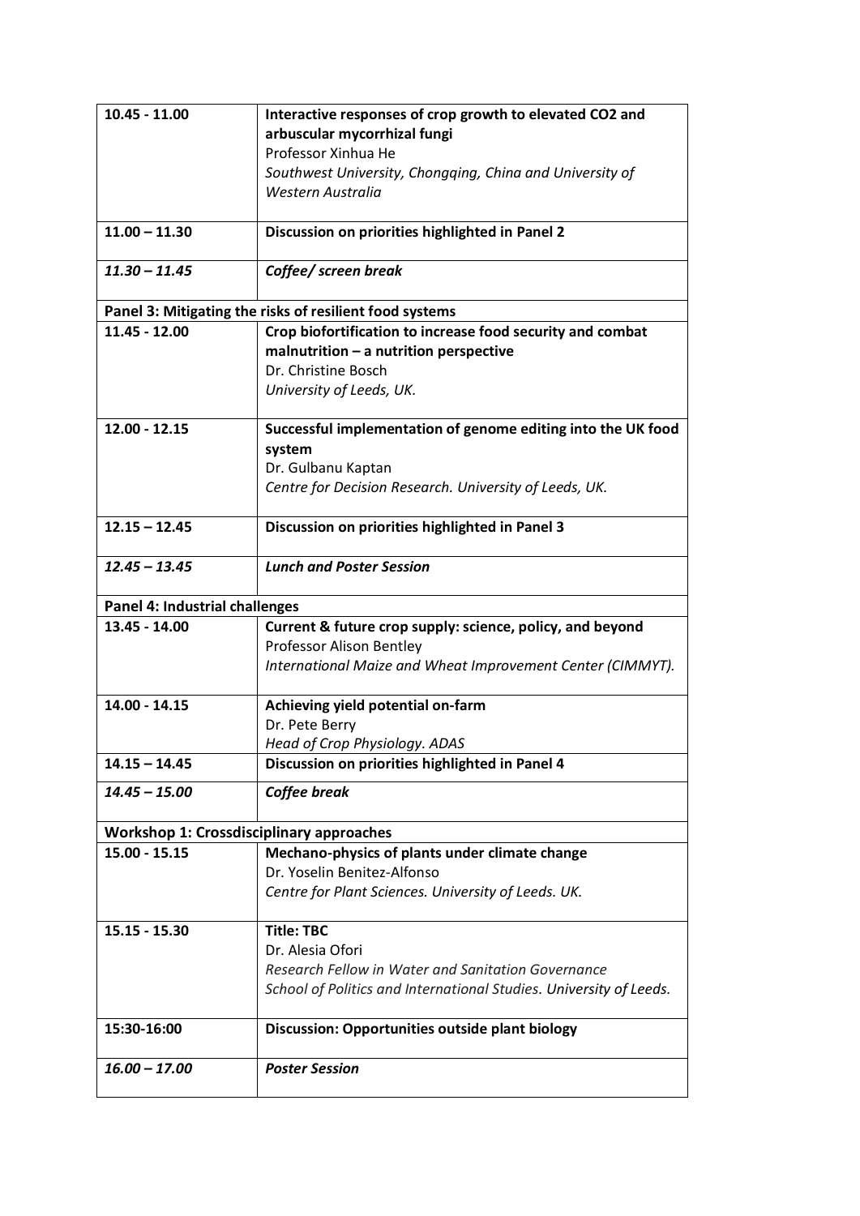| | |
|---|---|
| **10.45 - 11.00** | **Interactive responses of crop growth to elevated CO2 and arbuscular mycorrhizal fungi**<br>Professor Xinhua He<br>*Southwest University, Chongqing, China and University of Western Australia* |
| **11.00 – 11.30** | **Discussion on priorities highlighted in Panel 2** |
| ***11.30 – 11.45*** | ***Coffee/ screen break*** |
| **Panel 3: Mitigating the risks of resilient food systems** | |
| **11.45 - 12.00** | **Crop biofortification to increase food security and combat malnutrition – a nutrition perspective**<br>Dr. Christine Bosch<br>*University of Leeds, UK.* |
| **12.00 - 12.15** | **Successful implementation of genome editing into the UK food system**<br>Dr. Gulbanu Kaptan<br>*Centre for Decision Research. University of Leeds, UK.* |
| **12.15 – 12.45** | **Discussion on priorities highlighted in Panel 3** |
| ***12.45 – 13.45*** | ***Lunch and Poster Session*** |
| **Panel 4: Industrial challenges** | |
| **13.45 - 14.00** | **Current & future crop supply: science, policy, and beyond**<br>Professor Alison Bentley<br>*International Maize and Wheat Improvement Center (CIMMYT).* |
| **14.00 - 14.15** | **Achieving yield potential on-farm**<br>Dr. Pete Berry<br>*Head of Crop Physiology. ADAS* |
| **14.15 – 14.45** | **Discussion on priorities highlighted in Panel 4** |
| ***14.45 – 15.00*** | ***Coffee break*** |
| **Workshop 1: Crossdisciplinary approaches** | |
| **15.00 - 15.15** | **Mechano-physics of plants under climate change**<br>Dr. Yoselin Benitez-Alfonso<br>*Centre for Plant Sciences. University of Leeds. UK.* |
| **15.15 - 15.30** | **Title: TBC**<br>Dr. Alesia Ofori<br>*Research Fellow in Water and Sanitation Governance*<br>*School of Politics and International Studies. University of Leeds.* |
| **15:30-16:00** | **Discussion: Opportunities outside plant biology** |
| ***16.00 – 17.00*** | ***Poster Session*** |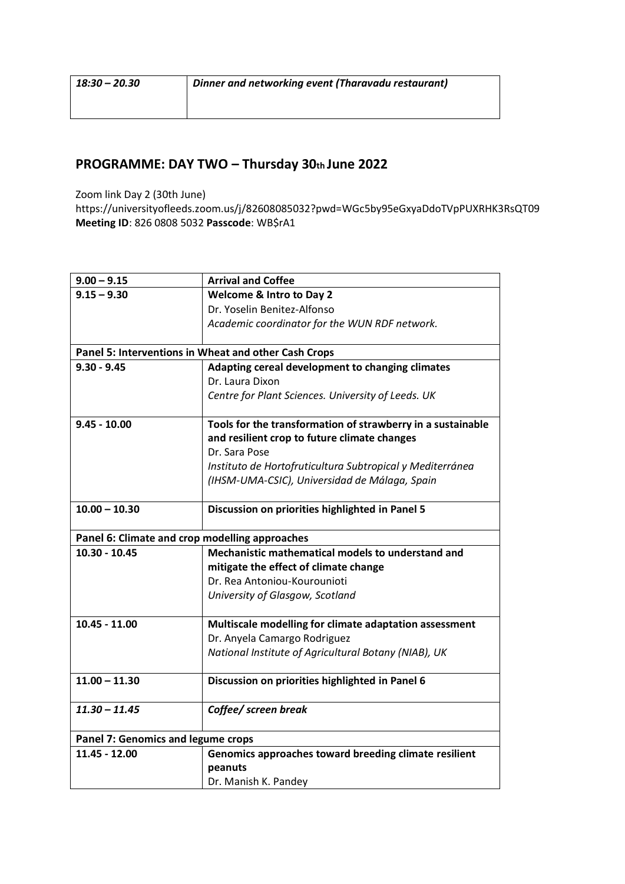| *18:30 – 20.30* | *Dinner and networking event (Tharavadu restaurant)* |
|---|---|

## PROGRAMME: DAY TWO – Thursday 30th June 2022

Zoom link Day 2 (30th June)
https://universityofleeds.zoom.us/j/82608085032?pwd=WGc5by95eGxyaDdoTVpPUXRHK3RsQT09
**Meeting ID**: 826 0808 5032 **Passcode**: WB$rA1

| 9.00 – 9.15 | **Arrival and Coffee** |
|---|---|
| 9.15 – 9.30 | **Welcome & Intro to Day 2**<br>Dr. Yoselin Benitez-Alfonso<br>*Academic coordinator for the WUN RDF network.* |
| **Panel 5: Interventions in Wheat and other Cash Crops** | |
| 9.30 - 9.45 | **Adapting cereal development to changing climates**<br>Dr. Laura Dixon<br>*Centre for Plant Sciences. University of Leeds. UK* |
| 9.45 - 10.00 | **Tools for the transformation of strawberry in a sustainable and resilient crop to future climate changes**<br>Dr. Sara Pose<br>*Instituto de Hortofruticultura Subtropical y Mediterránea (IHSM-UMA-CSIC), Universidad de Málaga, Spain* |
| 10.00 – 10.30 | **Discussion on priorities highlighted in Panel 5** |
| **Panel 6: Climate and crop modelling approaches** | |
| 10.30 - 10.45 | **Mechanistic mathematical models to understand and mitigate the effect of climate change**<br>Dr. Rea Antoniou-Kourounioti<br>*University of Glasgow, Scotland* |
| 10.45 - 11.00 | **Multiscale modelling for climate adaptation assessment**<br>Dr. Anyela Camargo Rodriguez<br>*National Institute of Agricultural Botany (NIAB), UK* |
| 11.00 – 11.30 | **Discussion on priorities highlighted in Panel 6** |
| *11.30 – 11.45* | ***Coffee/ screen break*** |
| **Panel 7: Genomics and legume crops** | |
| 11.45 - 12.00 | **Genomics approaches toward breeding climate resilient peanuts**<br>Dr. Manish K. Pandey |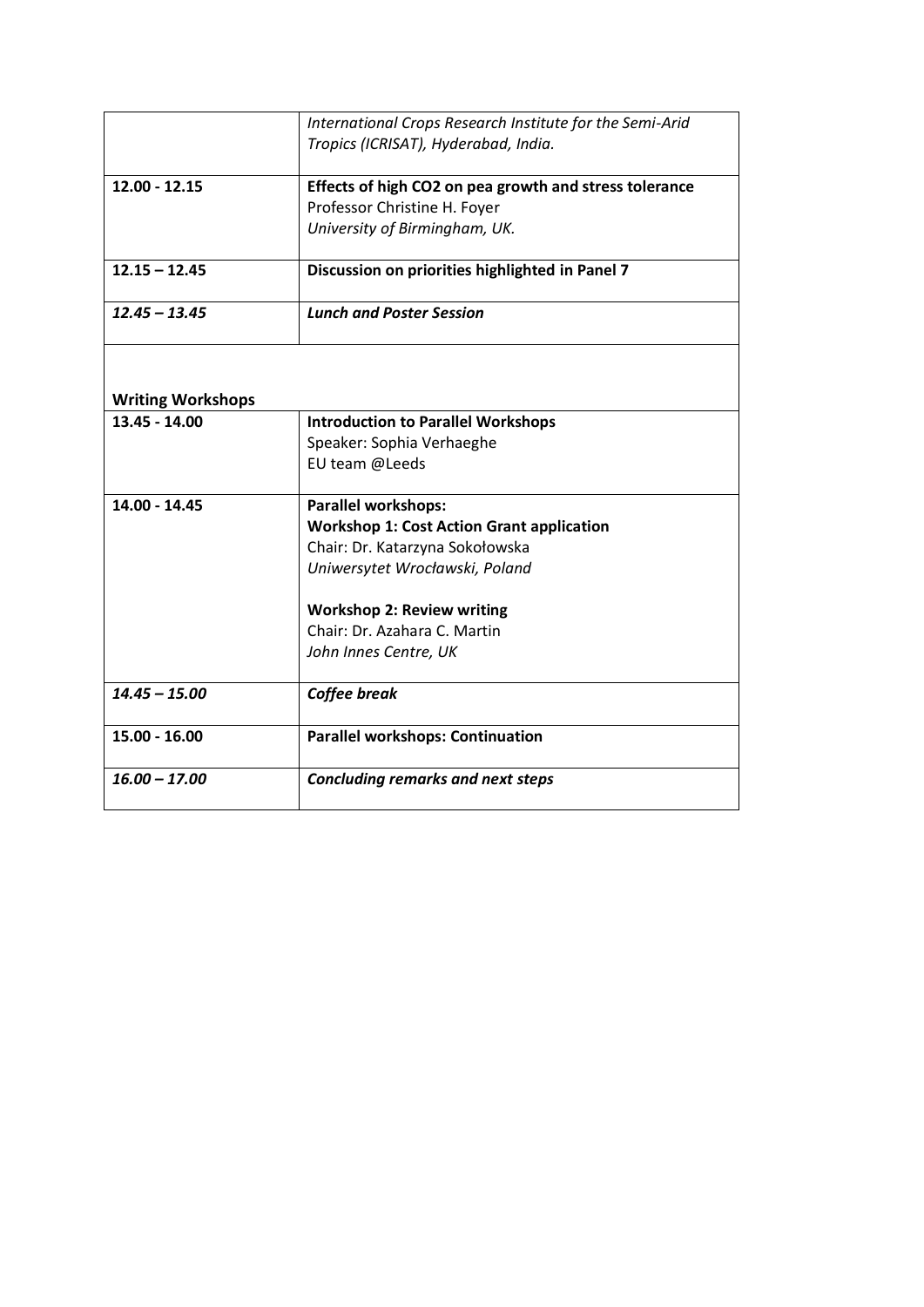| | |
|---|---|
| | *International Crops Research Institute for the Semi-Arid Tropics (ICRISAT), Hyderabad, India.* |
| **12.00 - 12.15** | **Effects of high CO2 on pea growth and stress tolerance**<br>Professor Christine H. Foyer<br>*University of Birmingham, UK.* |
| **12.15 – 12.45** | **Discussion on priorities highlighted in Panel 7** |
| ***12.45 – 13.45*** | ***Lunch and Poster Session*** |

**Writing Workshops**

| | |
|---|---|
| **13.45 - 14.00** | **Introduction to Parallel Workshops**<br>Speaker: Sophia Verhaeghe<br>EU team @Leeds |
| **14.00 - 14.45** | **Parallel workshops:**<br>**Workshop 1: Cost Action Grant application**<br>Chair: Dr. Katarzyna Sokołowska<br>*Uniwersytet Wrocławski, Poland*<br><br>**Workshop 2: Review writing**<br>Chair: Dr. Azahara C. Martin<br>*John Innes Centre, UK* |
| ***14.45 – 15.00*** | ***Coffee break*** |
| **15.00 - 16.00** | **Parallel workshops: Continuation** |
| ***16.00 – 17.00*** | ***Concluding remarks and next steps*** |